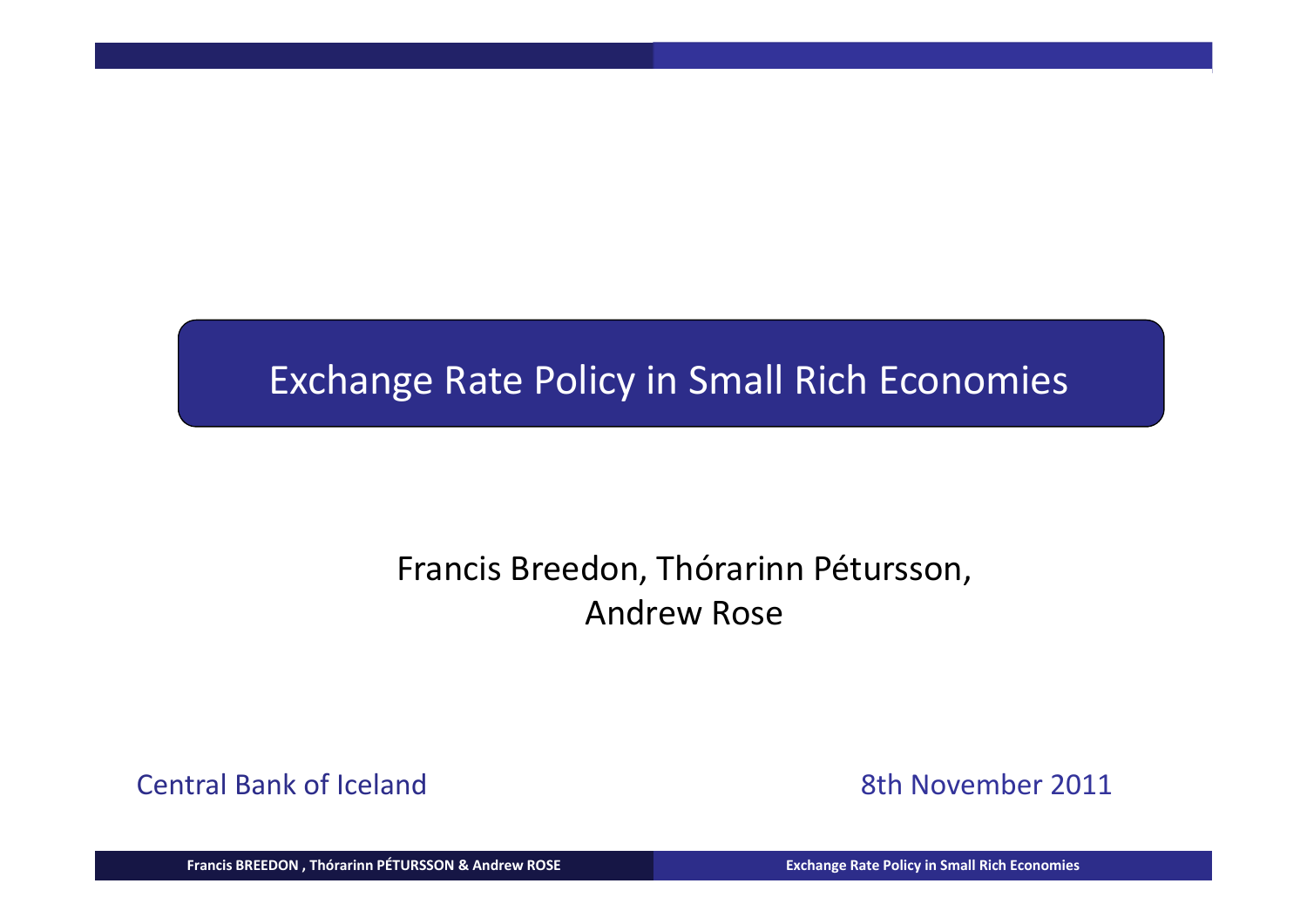# Exchange Rate Policy in Small Rich Economies

Francis Breedon, Thórarinn Pétursson,
Andrew Rose

Central Bank of Iceland

8th November 2011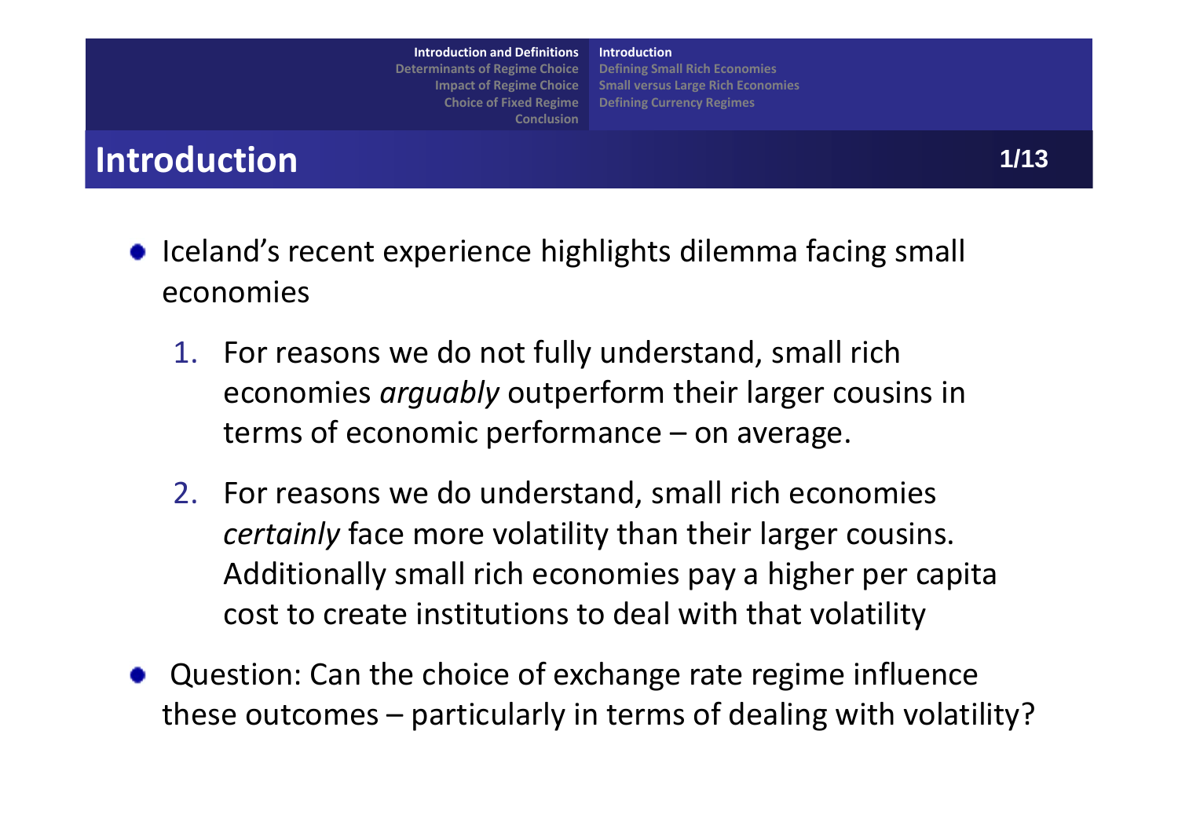# Introduction

- Iceland's recent experience highlights dilemma facing small economies
  1. For reasons we do not fully understand, small rich economies *arguably* outperform their larger cousins in terms of economic performance – on average.
  2. For reasons we do understand, small rich economies *certainly* face more volatility than their larger cousins. Additionally small rich economies pay a higher per capita cost to create institutions to deal with that volatility
- Question: Can the choice of exchange rate regime influence these outcomes – particularly in terms of dealing with volatility?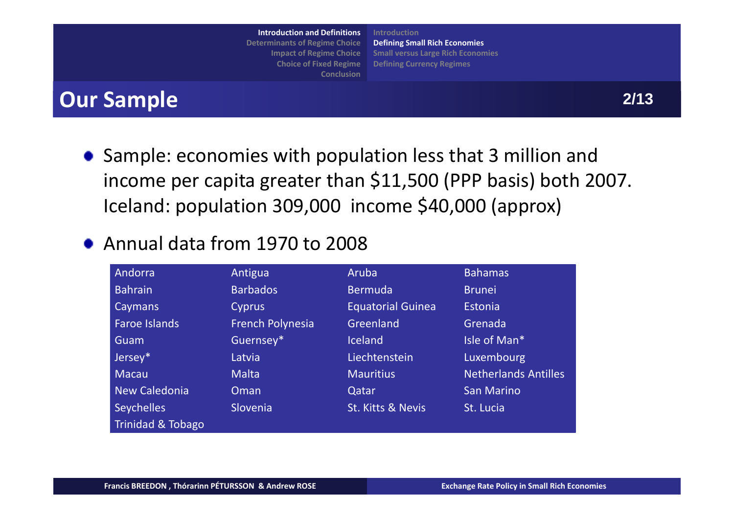## Our Sample

- Sample: economies with population less that 3 million and income per capita greater than $11,500 (PPP basis) both 2007. Iceland: population 309,000 income $40,000 (approx)
- Annual data from 1970 to 2008

| | | | |
|---|---|---|---|
| Andorra | Antigua | Aruba | Bahamas |
| Bahrain | Barbados | Bermuda | Brunei |
| Caymans | Cyprus | Equatorial Guinea | Estonia |
| Faroe Islands | French Polynesia | Greenland | Grenada |
| Guam | Guernsey* | Iceland | Isle of Man* |
| Jersey* | Latvia | Liechtenstein | Luxembourg |
| Macau | Malta | Mauritius | Netherlands Antilles |
| New Caledonia | Oman | Qatar | San Marino |
| Seychelles | Slovenia | St. Kitts & Nevis | St. Lucia |
| Trinidad & Tobago | | | |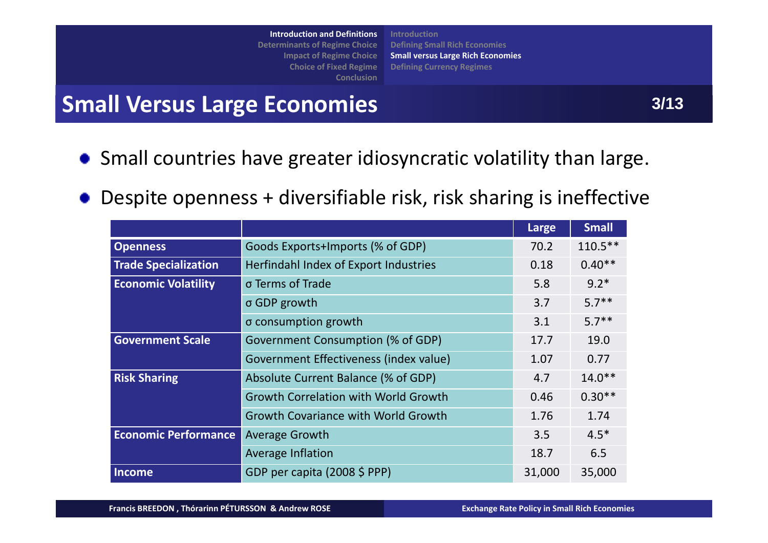# Small Versus Large Economies

- Small countries have greater idiosyncratic volatility than large.
- Despite openness + diversifiable risk, risk sharing is ineffective

| | | Large | Small |
|---|---|---|---|
| **Openness** | Goods Exports+Imports (% of GDP) | 70.2 | 110.5** |
| **Trade Specialization** | Herfindahl Index of Export Industries | 0.18 | 0.40** |
| **Economic Volatility** | σ Terms of Trade | 5.8 | 9.2* |
| | σ GDP growth | 3.7 | 5.7** |
| | σ consumption growth | 3.1 | 5.7** |
| **Government Scale** | Government Consumption (% of GDP) | 17.7 | 19.0 |
| | Government Effectiveness (index value) | 1.07 | 0.77 |
| **Risk Sharing** | Absolute Current Balance (% of GDP) | 4.7 | 14.0** |
| | Growth Correlation with World Growth | 0.46 | 0.30** |
| | Growth Covariance with World Growth | 1.76 | 1.74 |
| **Economic Performance** | Average Growth | 3.5 | 4.5* |
| | Average Inflation | 18.7 | 6.5 |
| **Income** | GDP per capita (2008 $ PPP) | 31,000 | 35,000 |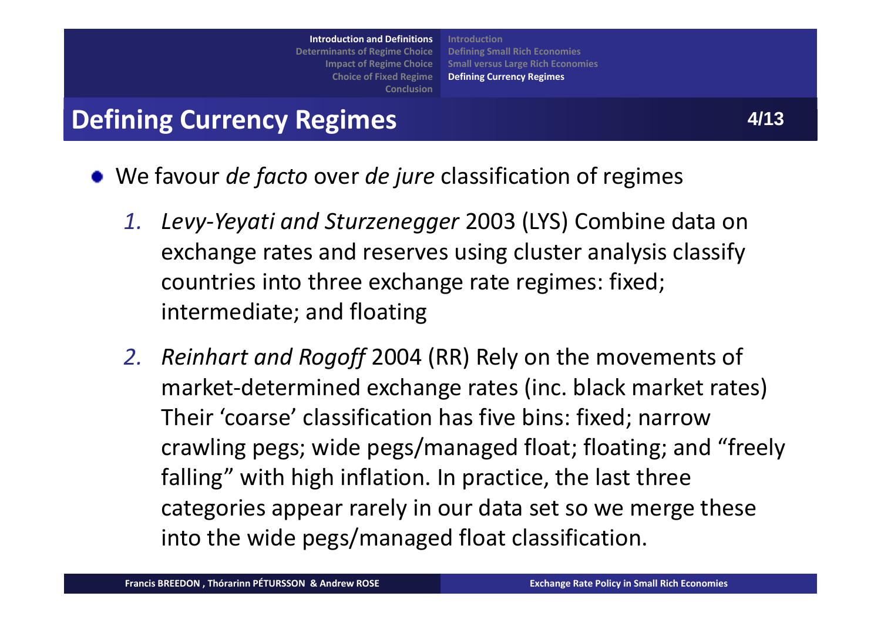## Defining Currency Regimes

- We favour *de facto* over *de jure* classification of regimes

  1. *Levy-Yeyati and Sturzenegger* 2003 (LYS) Combine data on exchange rates and reserves using cluster analysis classify countries into three exchange rate regimes: fixed; intermediate; and floating
  2. *Reinhart and Rogoff* 2004 (RR) Rely on the movements of market-determined exchange rates (inc. black market rates) Their 'coarse' classification has five bins: fixed; narrow crawling pegs; wide pegs/managed float; floating; and "freely falling" with high inflation. In practice, the last three categories appear rarely in our data set so we merge these into the wide pegs/managed float classification.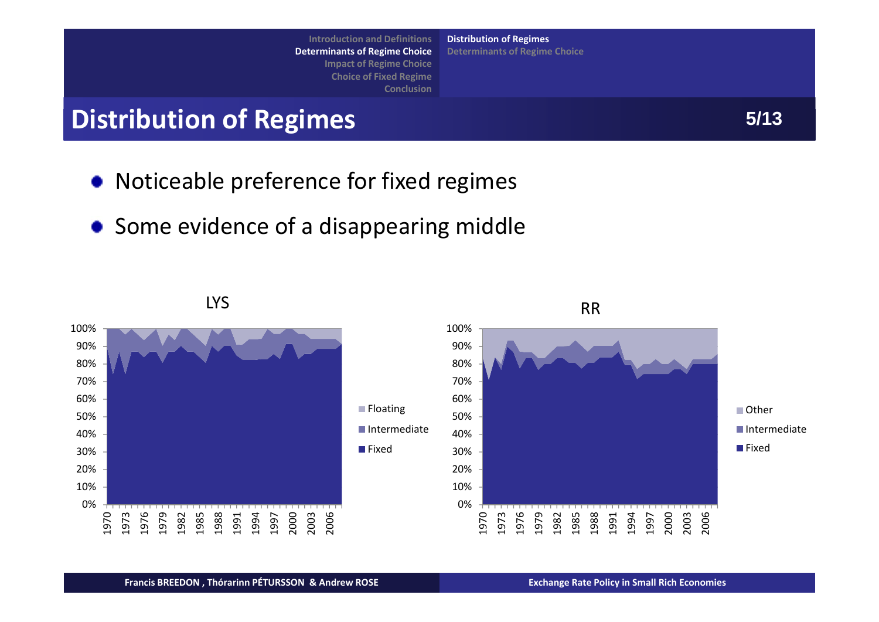# Distribution of Regimes

- Noticeable preference for fixed regimes
- Some evidence of a disappearing middle

LYS

RR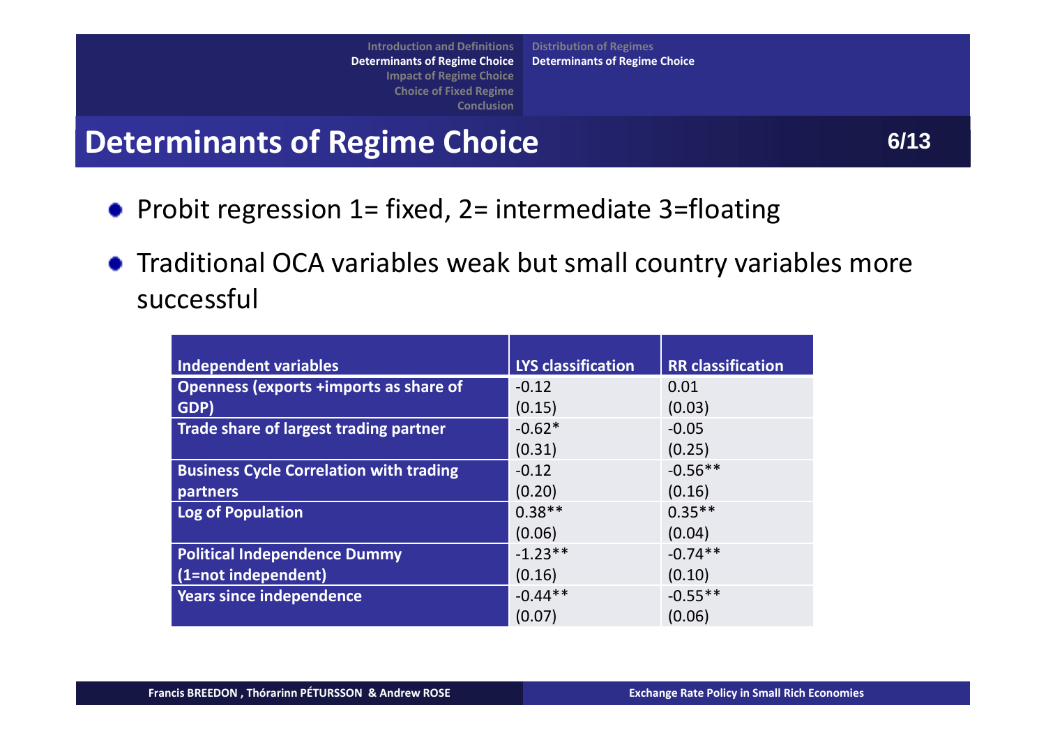# Determinants of Regime Choice

- Probit regression 1= fixed, 2= intermediate 3=floating
- Traditional OCA variables weak but small country variables more successful

| Independent variables | LYS classification | RR classification |
|---|---|---|
| Openness (exports +imports as share of GDP) | -0.12<br>(0.15) | 0.01<br>(0.03) |
| Trade share of largest trading partner | -0.62*<br>(0.31) | -0.05<br>(0.25) |
| Business Cycle Correlation with trading partners | -0.12<br>(0.20) | -0.56**<br>(0.16) |
| Log of Population | 0.38**<br>(0.06) | 0.35**<br>(0.04) |
| Political Independence Dummy (1=not independent) | -1.23**<br>(0.16) | -0.74**<br>(0.10) |
| Years since independence | -0.44**<br>(0.07) | -0.55**<br>(0.06) |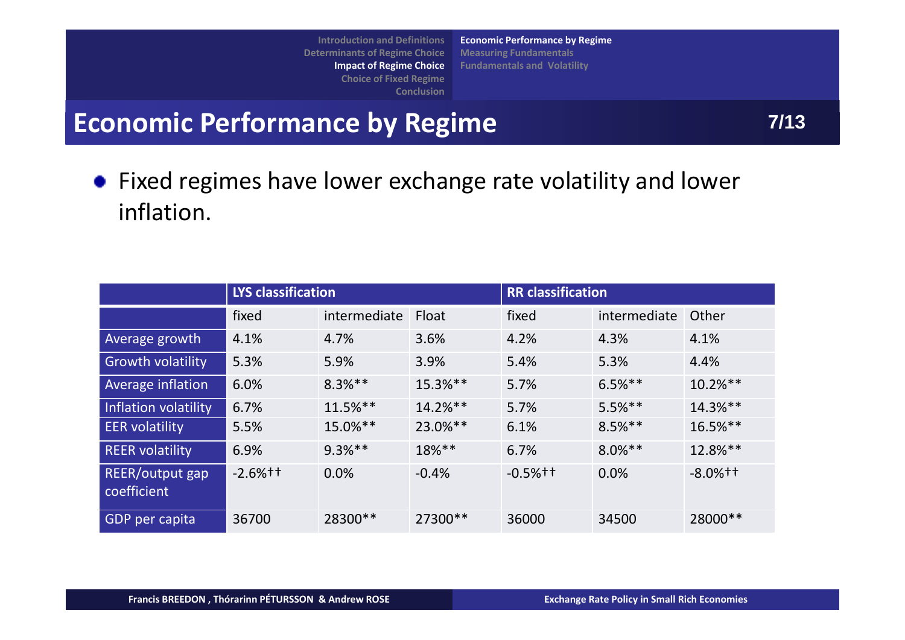## Economic Performance by Regime

- Fixed regimes have lower exchange rate volatility and lower inflation.

| | LYS classification | | | RR classification | | |
|---|---|---|---|---|---|---|
| | fixed | intermediate | Float | fixed | intermediate | Other |
| Average growth | 4.1% | 4.7% | 3.6% | 4.2% | 4.3% | 4.1% |
| Growth volatility | 5.3% | 5.9% | 3.9% | 5.4% | 5.3% | 4.4% |
| Average inflation | 6.0% | 8.3%** | 15.3%** | 5.7% | 6.5%** | 10.2%** |
| Inflation volatility | 6.7% | 11.5%** | 14.2%** | 5.7% | 5.5%** | 14.3%** |
| EER volatility | 5.5% | 15.0%** | 23.0%** | 6.1% | 8.5%** | 16.5%** |
| REER volatility | 6.9% | 9.3%** | 18%** | 6.7% | 8.0%** | 12.8%** |
| REER/output gap coefficient | -2.6%†† | 0.0% | -0.4% | -0.5%†† | 0.0% | -8.0%†† |
| GDP per capita | 36700 | 28300** | 27300** | 36000 | 34500 | 28000** |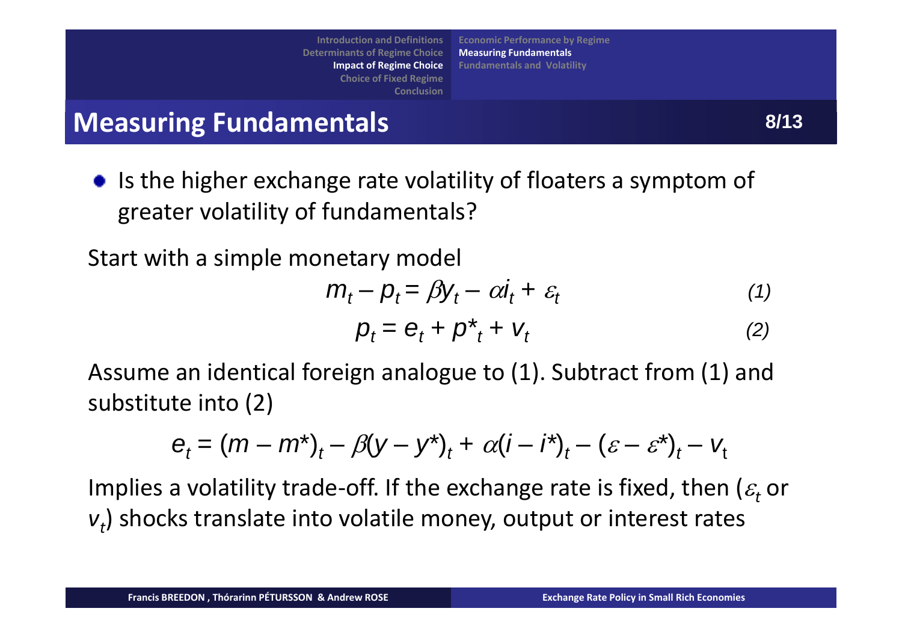## Measuring Fundamentals

- Is the higher exchange rate volatility of floaters a symptom of greater volatility of fundamentals?

Start with a simple monetary model

$$m_t - p_t = \beta y_t - \alpha i_t + \varepsilon_t \qquad (1)$$

$$p_t = e_t + p^*_t + v_t \qquad (2)$$

Assume an identical foreign analogue to (1). Subtract from (1) and substitute into (2)

$$e_t = (m - m^*)_t - \beta(y - y^*)_t + \alpha(i - i^*)_t - (\varepsilon - \varepsilon^*)_t - v_t$$

Implies a volatility trade-off. If the exchange rate is fixed, then ($\varepsilon_t$ or $v_t$) shocks translate into volatile money, output or interest rates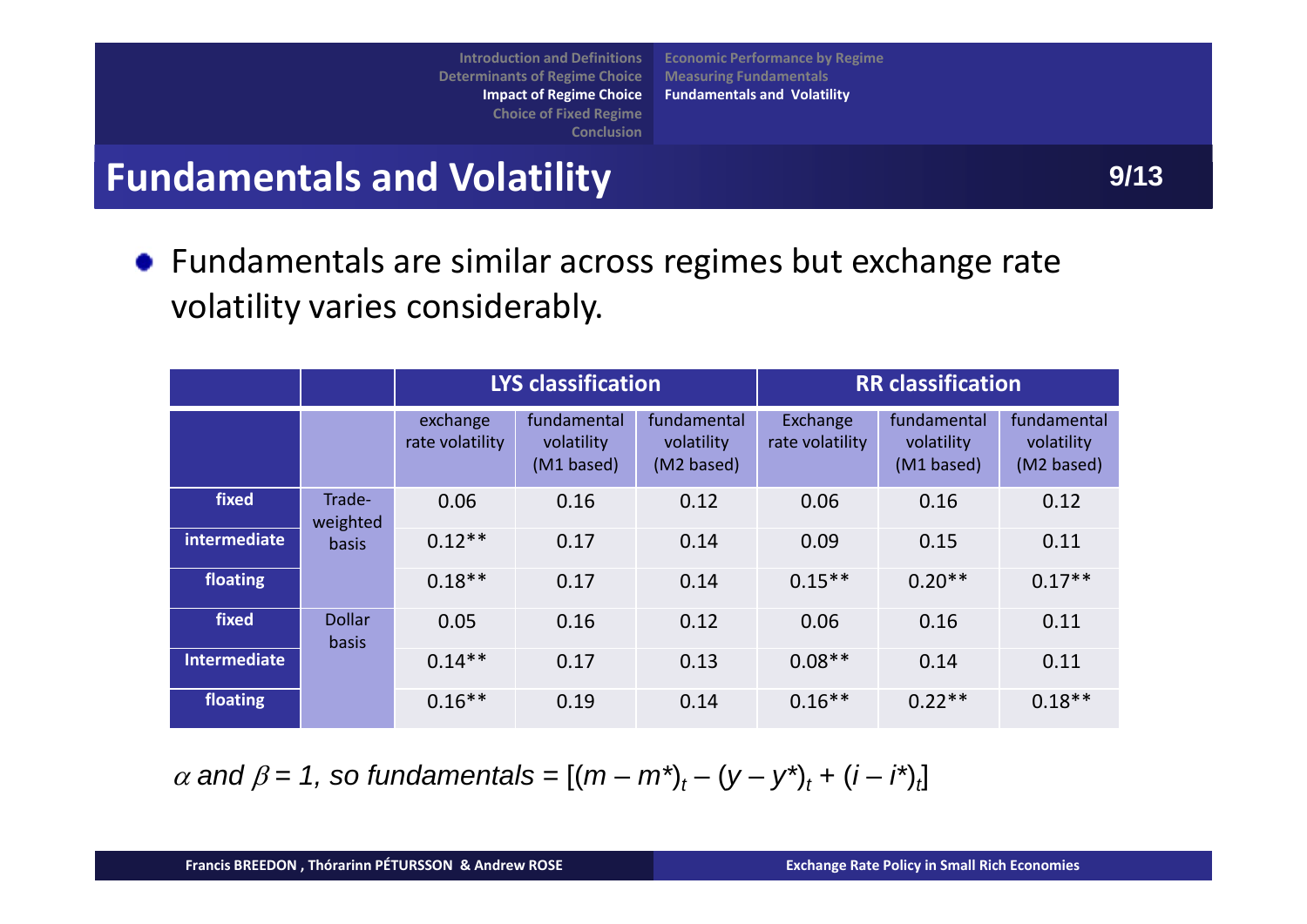# Fundamentals and Volatility

- Fundamentals are similar across regimes but exchange rate volatility varies considerably.

| | | LYS classification | | | RR classification | | |
|---|---|---|---|---|---|---|---|
| | | exchange rate volatility | fundamental volatility (M1 based) | fundamental volatility (M2 based) | Exchange rate volatility | fundamental volatility (M1 based) | fundamental volatility (M2 based) |
| **fixed** | Trade-weighted basis | 0.06 | 0.16 | 0.12 | 0.06 | 0.16 | 0.12 |
| **intermediate** | | 0.12** | 0.17 | 0.14 | 0.09 | 0.15 | 0.11 |
| **floating** | | 0.18** | 0.17 | 0.14 | 0.15** | 0.20** | 0.17** |
| **fixed** | Dollar basis | 0.05 | 0.16 | 0.12 | 0.06 | 0.16 | 0.11 |
| **Intermediate** | | 0.14** | 0.17 | 0.13 | 0.08** | 0.14 | 0.11 |
| **floating** | | 0.16** | 0.19 | 0.14 | 0.16** | 0.22** | 0.18** |

$\alpha$ *and* $\beta = 1$*, so fundamentals* = $[(m - m^*)_t - (y - y^*)_t + (i - i^*)_t]$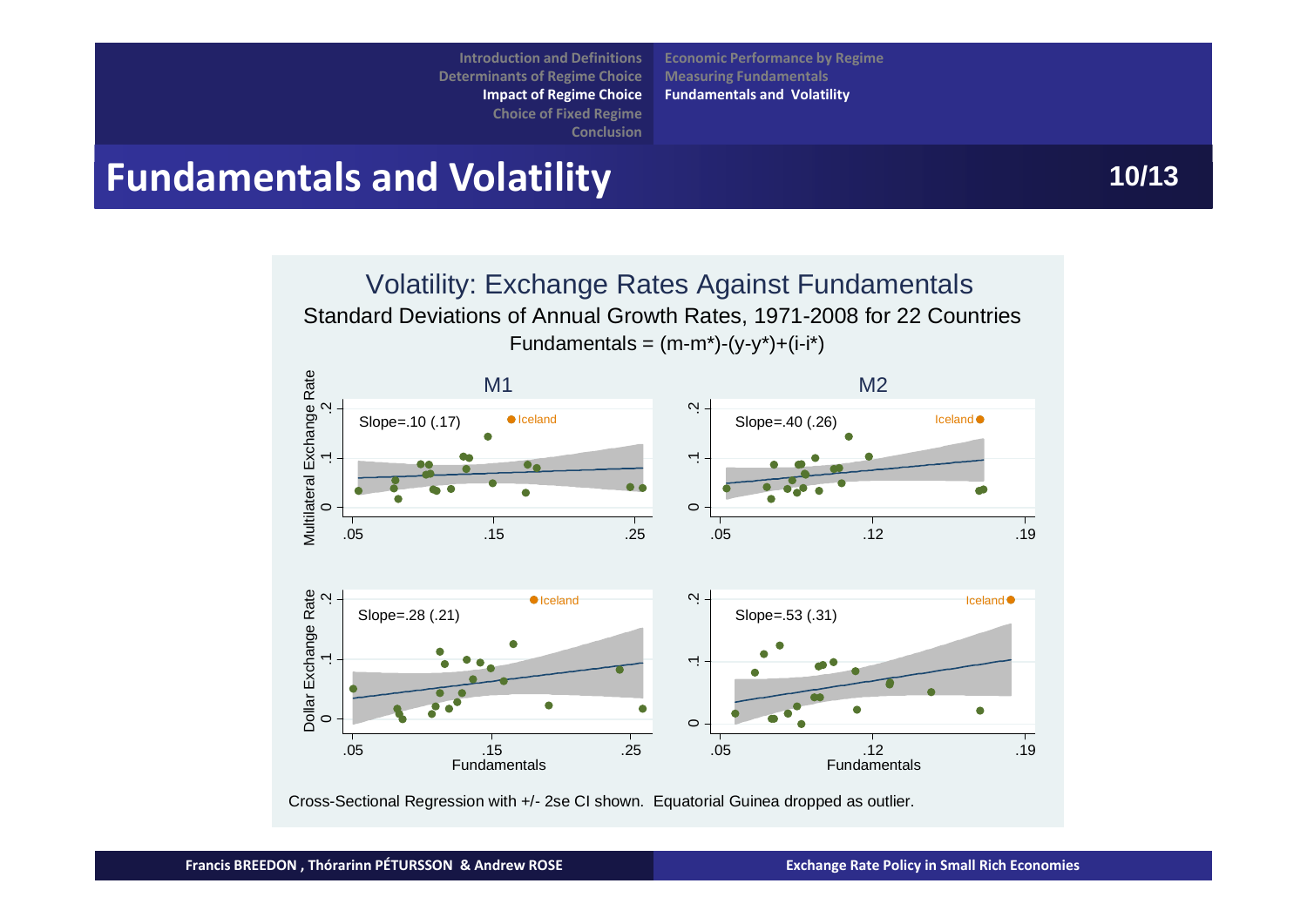# Fundamentals and Volatility

## Volatility: Exchange Rates Against Fundamentals

Standard Deviations of Annual Growth Rates, 1971-2008 for 22 Countries

Fundamentals = (m-m*)-(y-y*)+(i-i*)

| | M1 | M2 |
|---|---|---|
| Multilateral Exchange Rate | Slope=.10 (.17) | Slope=.40 (.26) |
| Dollar Exchange Rate | Slope=.28 (.21) | Slope=.53 (.31) |

Cross-Sectional Regression with +/- 2se CI shown. Equatorial Guinea dropped as outlier.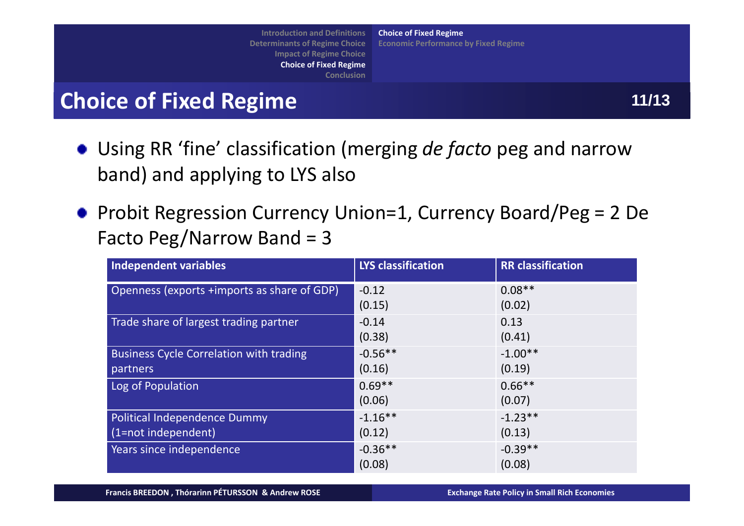## Choice of Fixed Regime

- Using RR ‘fine’ classification (merging *de facto* peg and narrow band) and applying to LYS also
- Probit Regression Currency Union=1, Currency Board/Peg = 2 De Facto Peg/Narrow Band = 3

| Independent variables | LYS classification | RR classification |
|---|---|---|
| Openness (exports +imports as share of GDP) | -0.12<br>(0.15) | 0.08**<br>(0.02) |
| Trade share of largest trading partner | -0.14<br>(0.38) | 0.13<br>(0.41) |
| Business Cycle Correlation with trading partners | -0.56**<br>(0.16) | -1.00**<br>(0.19) |
| Log of Population | 0.69**<br>(0.06) | 0.66**<br>(0.07) |
| Political Independence Dummy (1=not independent) | -1.16**<br>(0.12) | -1.23**<br>(0.13) |
| Years since independence | -0.36**<br>(0.08) | -0.39**<br>(0.08) |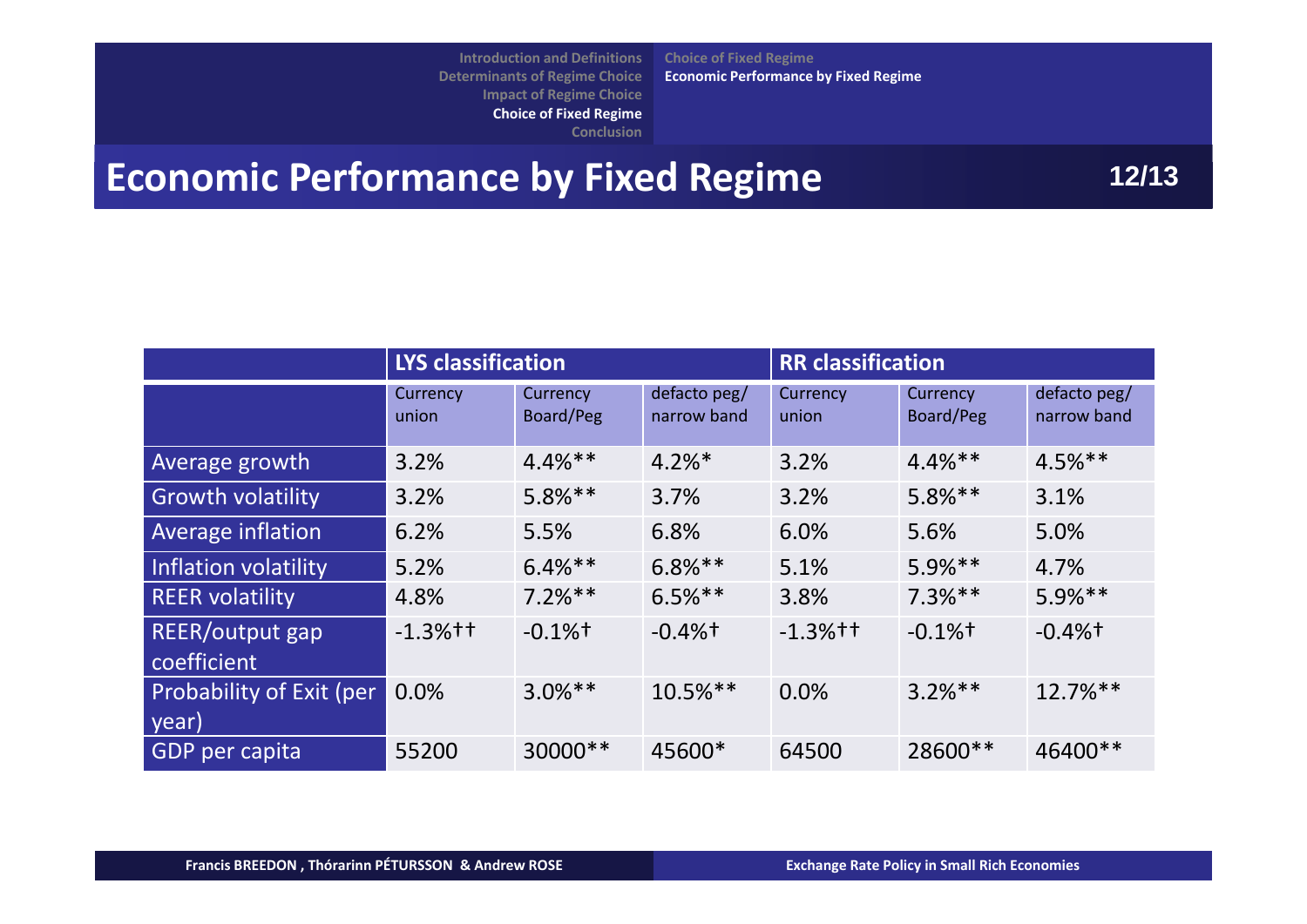# Economic Performance by Fixed Regime

| | LYS classification | | | RR classification | | |
|---|---|---|---|---|---|---|
| | Currency union | Currency Board/Peg | defacto peg/ narrow band | Currency union | Currency Board/Peg | defacto peg/ narrow band |
| Average growth | 3.2% | 4.4%** | 4.2%* | 3.2% | 4.4%** | 4.5%** |
| Growth volatility | 3.2% | 5.8%** | 3.7% | 3.2% | 5.8%** | 3.1% |
| Average inflation | 6.2% | 5.5% | 6.8% | 6.0% | 5.6% | 5.0% |
| Inflation volatility | 5.2% | 6.4%** | 6.8%** | 5.1% | 5.9%** | 4.7% |
| REER volatility | 4.8% | 7.2%** | 6.5%** | 3.8% | 7.3%** | 5.9%** |
| REER/output gap coefficient | -1.3%†† | -0.1%† | -0.4%† | -1.3%†† | -0.1%† | -0.4%† |
| Probability of Exit (per year) | 0.0% | 3.0%** | 10.5%** | 0.0% | 3.2%** | 12.7%** |
| GDP per capita | 55200 | 30000** | 45600* | 64500 | 28600** | 46400** |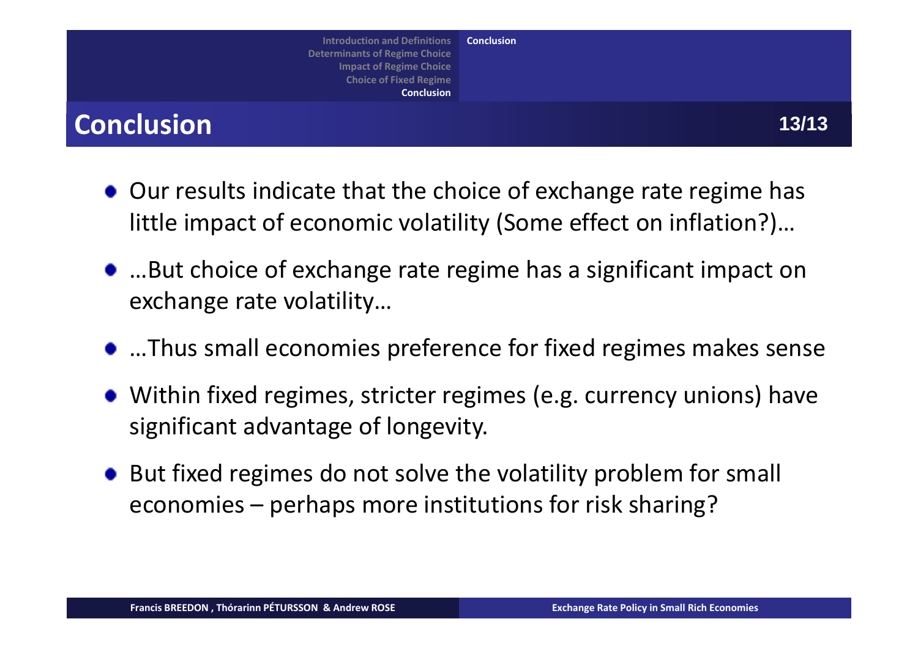# Conclusion

- Our results indicate that the choice of exchange rate regime has little impact of economic volatility (Some effect on inflation?)…
- …But choice of exchange rate regime has a significant impact on exchange rate volatility…
- …Thus small economies preference for fixed regimes makes sense
- Within fixed regimes, stricter regimes (e.g. currency unions) have significant advantage of longevity.
- But fixed regimes do not solve the volatility problem for small economies – perhaps more institutions for risk sharing?